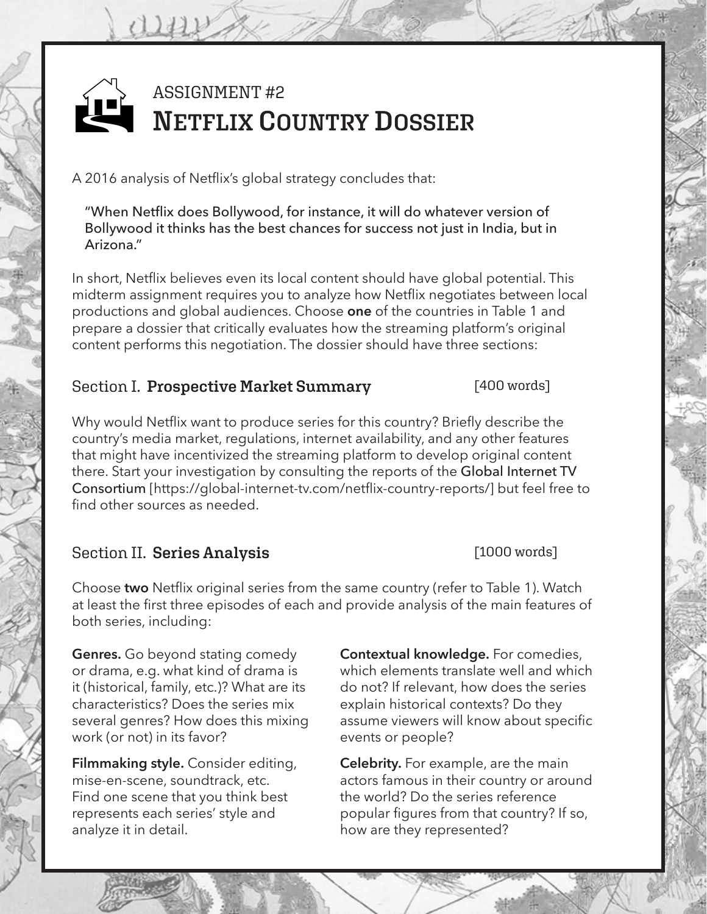## ASSIGNMENT #2

# Netflix Country Dossier

A 2016 analysis of Netflix's global strategy concludes that:

> **"When Netflix does Bollywood, for instance, it will do whatever version of Bollywood it thinks has the best chances for success not just in India, but in Arizona."**

In short, Netflix believes even its local content should have global potential. This midterm assignment requires you to analyze how Netflix negotiates between local productions and global audiences. Choose **one** of the countries in Table 1 and prepare a dossier that critically evaluates how the streaming platform's original content performs this negotiation. The dossier should have three sections:

### Section I. **Prospective Market Summary** [400 words]

Why would Netflix want to produce series for this country? Briefly describe the country's media market, regulations, internet availability, and any other features that might have incentivized the streaming platform to develop original content there. Start your investigation by consulting the reports of the **Global Internet TV Consortium** [https://global-internet-tv.com/netflix-country-reports/] but feel free to find other sources as needed.

### Section II. **Series Analysis** [1000 words]

Choose **two** Netflix original series from the same country (refer to Table 1). Watch at least the first three episodes of each and provide analysis of the main features of both series, including:

**Genres.** Go beyond stating comedy or drama, e.g. what kind of drama is it (historical, family, etc.)? What are its characteristics? Does the series mix several genres? How does this mixing work (or not) in its favor?

**Filmmaking style.** Consider editing, mise-en-scene, soundtrack, etc. Find one scene that you think best represents each series' style and analyze it in detail.

**Contextual knowledge.** For comedies, which elements translate well and which do not? If relevant, how does the series explain historical contexts? Do they assume viewers will know about specific events or people?

**Celebrity.** For example, are the main actors famous in their country or around the world? Do the series reference popular figures from that country? If so, how are they represented?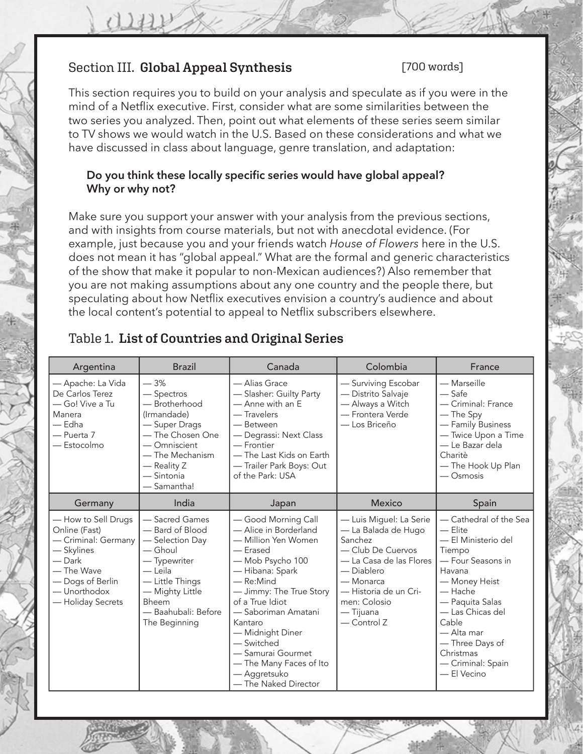## Section III. **Global Appeal Synthesis** [700 words]

This section requires you to build on your analysis and speculate as if you were in the mind of a Netflix executive. First, consider what are some similarities between the two series you analyzed. Then, point out what elements of these series seem similar to TV shows we would watch in the U.S. Based on these considerations and what we have discussed in class about language, genre translation, and adaptation:

> **Do you think these locally specific series would have global appeal? Why or why not?**

Make sure you support your answer with your analysis from the previous sections, and with insights from course materials, but not with anecdotal evidence. (For example, just because you and your friends watch *House of Flowers* here in the U.S. does not mean it has "global appeal." What are the formal and generic characteristics of the show that make it popular to non-Mexican audiences?) Also remember that you are not making assumptions about any one country and the people there, but speculating about how Netflix executives envision a country's audience and about the local content's potential to appeal to Netflix subscribers elsewhere.

### Table 1. **List of Countries and Original Series**

| Argentina | Brazil | Canada | Colombia | France |
|---|---|---|---|---|
| — Apache: La Vida De Carlos Terez<br>— Go! Vive a Tu Manera<br>— Edha<br>— Puerta 7<br>— Estocolmo | — 3%<br>— Spectros<br>— Brotherhood (Irmandade)<br>— Super Drags<br>— The Chosen One<br>— Omniscient<br>— The Mechanism<br>— Reality Z<br>— Sintonia<br>— Samantha! | — Alias Grace<br>— Slasher: Guilty Party<br>— Anne with an E<br>— Travelers<br>— Between<br>— Degrassi: Next Class<br>— Frontier<br>— The Last Kids on Earth<br>— Trailer Park Boys: Out of the Park: USA | — Surviving Escobar<br>— Distrito Salvaje<br>— Always a Witch<br>— Frontera Verde<br>— Los Briceño | — Marseille<br>— Safe<br>— Criminal: France<br>— The Spy<br>— Family Business<br>— Twice Upon a Time<br>— Le Bazar dela Charitè<br>— The Hook Up Plan<br>— Osmosis |
| **Germany** | **India** | **Japan** | **Mexico** | **Spain** |
| — How to Sell Drugs Online (Fast)<br>— Criminal: Germany<br>— Skylines<br>— Dark<br>— The Wave<br>— Dogs of Berlin<br>— Unorthodox<br>— Holiday Secrets | — Sacred Games<br>— Bard of Blood<br>— Selection Day<br>— Ghoul<br>— Typewriter<br>— Leila<br>— Little Things<br>— Mighty Little Bheem<br>— Baahubali: Before The Beginning | — Good Morning Call<br>— Alice in Borderland<br>— Million Yen Women<br>— Erased<br>— Mob Psycho 100<br>— Hibana: Spark<br>— Re:Mind<br>— Jimmy: The True Story of a True Idiot<br>— Saboriman Amatani Kantaro<br>— Midnight Diner<br>— Switched<br>— Samurai Gourmet<br>— The Many Faces of Ito<br>— Aggretsuko<br>— The Naked Director | — Luis Miguel: La Serie<br>— La Balada de Hugo Sanchez<br>— Club De Cuervos<br>— La Casa de las Flores<br>— Diablero<br>— Monarca<br>— Historia de un Crimen: Colosio<br>— Tijuana<br>— Control Z | — Cathedral of the Sea<br>— Elite<br>— El Ministerio del Tiempo<br>— Four Seasons in Havana<br>— Money Heist<br>— Hache<br>— Paquita Salas<br>— Las Chicas del Cable<br>— Alta mar<br>— Three Days of Christmas<br>— Criminal: Spain<br>— El Vecino |